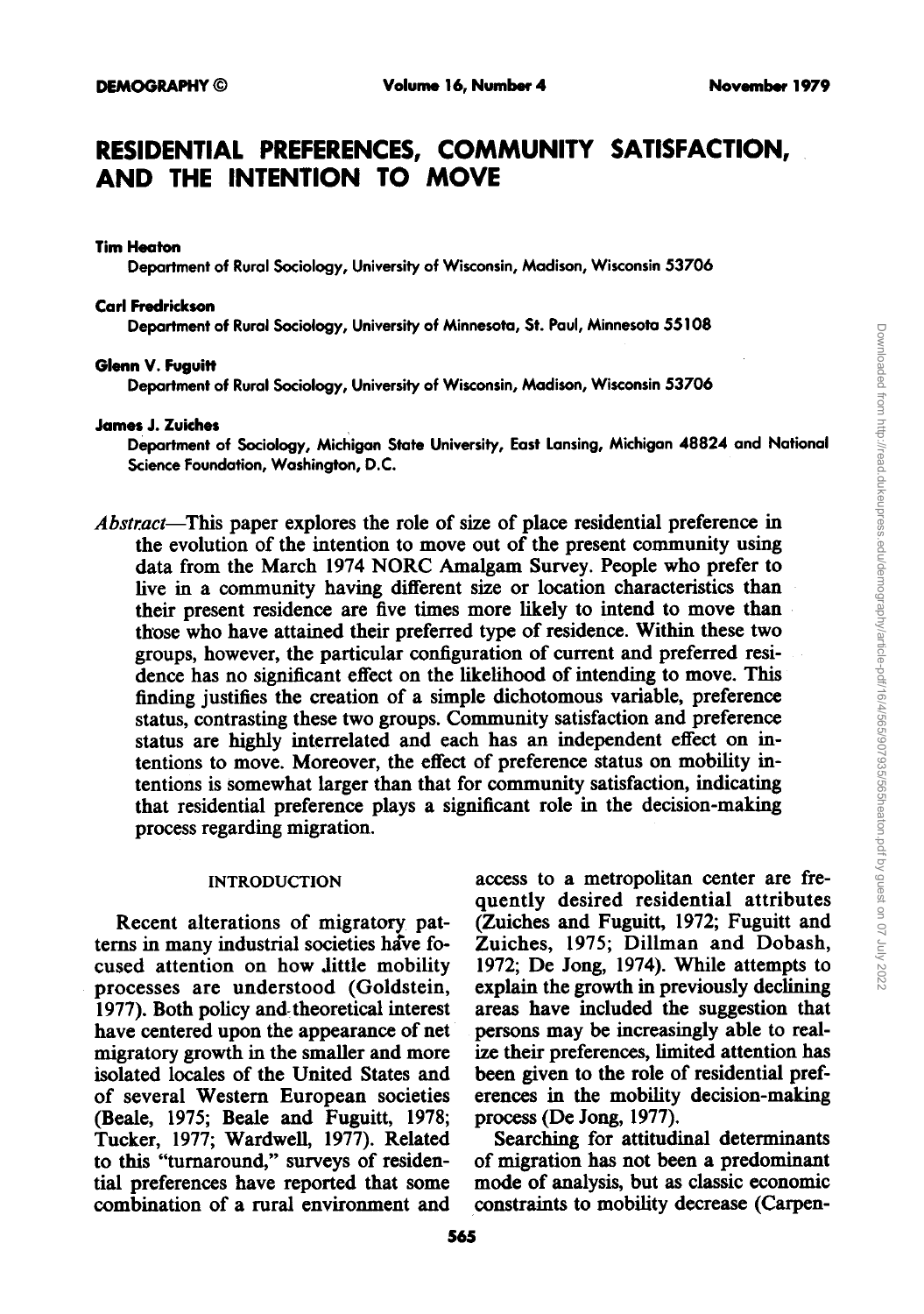# RESIDENTIAL PREFERENCES, COMMUNITY SATISFACTION, AND THE INTENTION TO MOVE

**Tim Heaton**
Department of Rural Sociology, University of Wisconsin, Madison, Wisconsin 53706

**Carl Fredrickson**
Department of Rural Sociology, University of Minnesota, St. Paul, Minnesota 55108

**Glenn V. Fuguitt**
Department of Rural Sociology, University of Wisconsin, Madison, Wisconsin 53706

**James J. Zuiches**
Department of Sociology, Michigan State University, East Lansing, Michigan 48824 and National Science Foundation, Washington, D.C.

*Abstract*—This paper explores the role of size of place residential preference in the evolution of the intention to move out of the present community using data from the March 1974 NORC Amalgam Survey. People who prefer to live in a community having different size or location characteristics than their present residence are five times more likely to intend to move than those who have attained their preferred type of residence. Within these two groups, however, the particular configuration of current and preferred residence has no significant effect on the likelihood of intending to move. This finding justifies the creation of a simple dichotomous variable, preference status, contrasting these two groups. Community satisfaction and preference status are highly interrelated and each has an independent effect on intentions to move. Moreover, the effect of preference status on mobility intentions is somewhat larger than that for community satisfaction, indicating that residential preference plays a significant role in the decision-making process regarding migration.

## INTRODUCTION

Recent alterations of migratory patterns in many industrial societies have focused attention on how little mobility processes are understood (Goldstein, 1977). Both policy and theoretical interest have centered upon the appearance of net migratory growth in the smaller and more isolated locales of the United States and of several Western European societies (Beale, 1975; Beale and Fuguitt, 1978; Tucker, 1977; Wardwell, 1977). Related to this "turnaround," surveys of residential preferences have reported that some combination of a rural environment and access to a metropolitan center are frequently desired residential attributes (Zuiches and Fuguitt, 1972; Fuguitt and Zuiches, 1975; Dillman and Dobash, 1972; De Jong, 1974). While attempts to explain the growth in previously declining areas have included the suggestion that persons may be increasingly able to realize their preferences, limited attention has been given to the role of residential preferences in the mobility decision-making process (De Jong, 1977).

Searching for attitudinal determinants of migration has not been a predominant mode of analysis, but as classic economic constraints to mobility decrease (Carpen-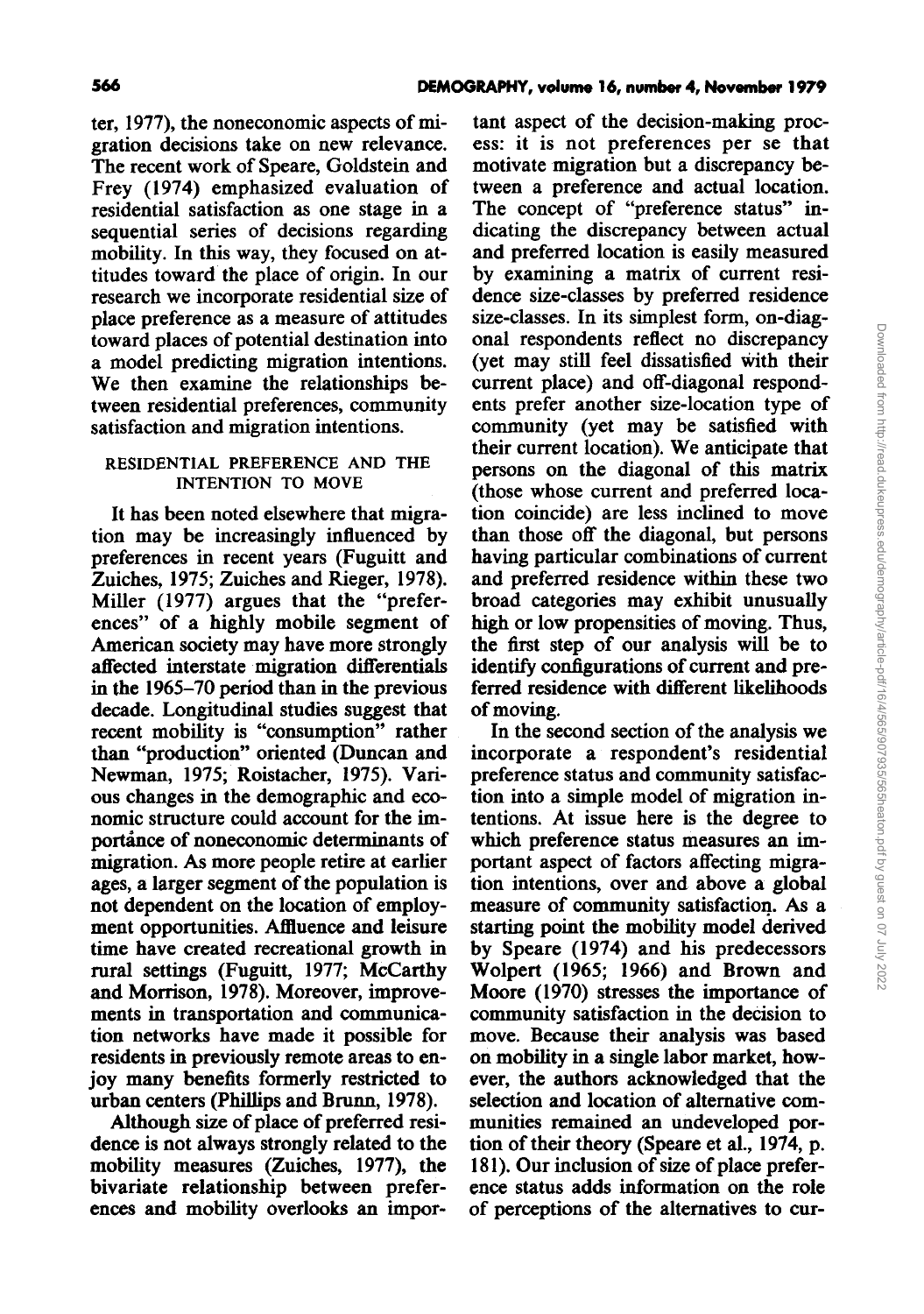ter, 1977), the noneconomic aspects of migration decisions take on new relevance. The recent work of Speare, Goldstein and Frey (1974) emphasized evaluation of residential satisfaction as one stage in a sequential series of decisions regarding mobility. In this way, they focused on attitudes toward the place of origin. In our research we incorporate residential size of place preference as a measure of attitudes toward places of potential destination into a model predicting migration intentions. We then examine the relationships between residential preferences, community satisfaction and migration intentions.

## RESIDENTIAL PREFERENCE AND THE INTENTION TO MOVE

It has been noted elsewhere that migration may be increasingly influenced by preferences in recent years (Fuguitt and Zuiches, 1975; Zuiches and Rieger, 1978). Miller (1977) argues that the "preferences" of a highly mobile segment of American society may have more strongly affected interstate migration differentials in the 1965–70 period than in the previous decade. Longitudinal studies suggest that recent mobility is "consumption" rather than "production" oriented (Duncan and Newman, 1975; Roistacher, 1975). Various changes in the demographic and economic structure could account for the importance of noneconomic determinants of migration. As more people retire at earlier ages, a larger segment of the population is not dependent on the location of employment opportunities. Affluence and leisure time have created recreational growth in rural settings (Fuguitt, 1977; McCarthy and Morrison, 1978). Moreover, improvements in transportation and communication networks have made it possible for residents in previously remote areas to enjoy many benefits formerly restricted to urban centers (Phillips and Brunn, 1978).

Although size of place of preferred residence is not always strongly related to the mobility measures (Zuiches, 1977), the bivariate relationship between preferences and mobility overlooks an important aspect of the decision-making process: it is not preferences per se that motivate migration but a discrepancy between a preference and actual location. The concept of "preference status" indicating the discrepancy between actual and preferred location is easily measured by examining a matrix of current residence size-classes by preferred residence size-classes. In its simplest form, on-diagonal respondents reflect no discrepancy (yet may still feel dissatisfied with their current place) and off-diagonal respondents prefer another size-location type of community (yet may be satisfied with their current location). We anticipate that persons on the diagonal of this matrix (those whose current and preferred location coincide) are less inclined to move than those off the diagonal, but persons having particular combinations of current and preferred residence within these two broad categories may exhibit unusually high or low propensities of moving. Thus, the first step of our analysis will be to identify configurations of current and preferred residence with different likelihoods of moving.

In the second section of the analysis we incorporate a respondent's residential preference status and community satisfaction into a simple model of migration intentions. At issue here is the degree to which preference status measures an important aspect of factors affecting migration intentions, over and above a global measure of community satisfaction. As a starting point the mobility model derived by Speare (1974) and his predecessors Wolpert (1965; 1966) and Brown and Moore (1970) stresses the importance of community satisfaction in the decision to move. Because their analysis was based on mobility in a single labor market, however, the authors acknowledged that the selection and location of alternative communities remained an undeveloped portion of their theory (Speare et al., 1974, p. 181). Our inclusion of size of place preference status adds information on the role of perceptions of the alternatives to cur-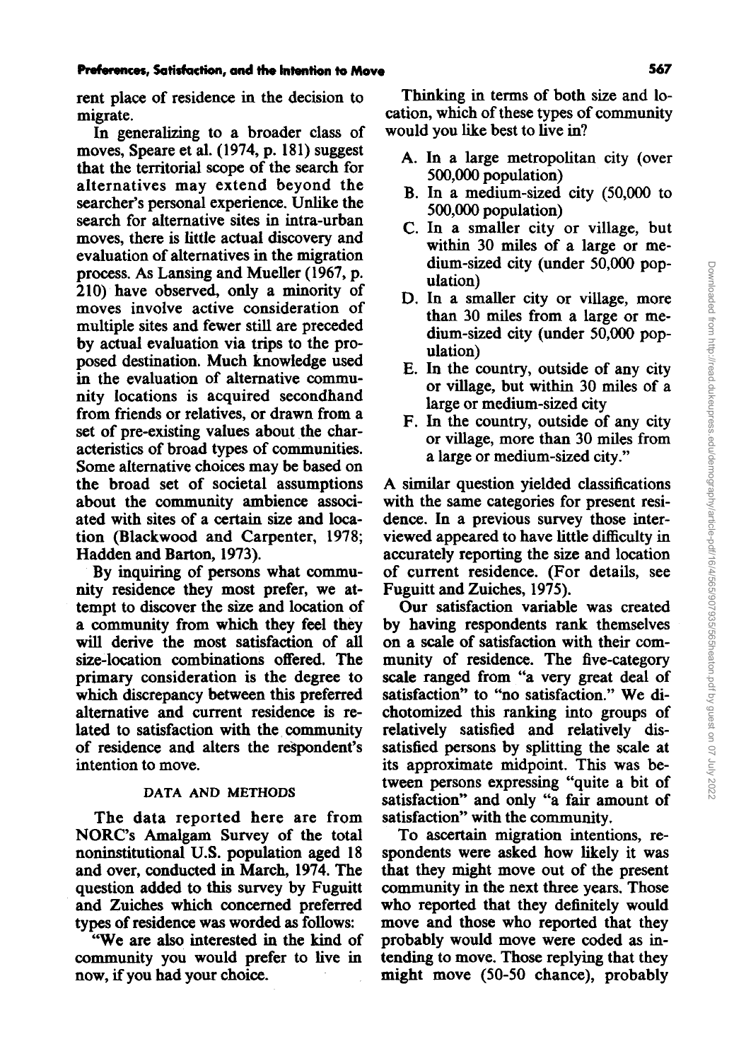rent place of residence in the decision to migrate.

In generalizing to a broader class of moves, Speare et al. (1974, p. 181) suggest that the territorial scope of the search for alternatives may extend beyond the searcher's personal experience. Unlike the search for alternative sites in intra-urban moves, there is little actual discovery and evaluation of alternatives in the migration process. As Lansing and Mueller (1967, p. 210) have observed, only a minority of moves involve active consideration of multiple sites and fewer still are preceded by actual evaluation via trips to the proposed destination. Much knowledge used in the evaluation of alternative community locations is acquired secondhand from friends or relatives, or drawn from a set of pre-existing values about the characteristics of broad types of communities. Some alternative choices may be based on the broad set of societal assumptions about the community ambience associated with sites of a certain size and location (Blackwood and Carpenter, 1978; Hadden and Barton, 1973).

By inquiring of persons what community residence they most prefer, we attempt to discover the size and location of a community from which they feel they will derive the most satisfaction of all size-location combinations offered. The primary consideration is the degree to which discrepancy between this preferred alternative and current residence is related to satisfaction with the community of residence and alters the respondent's intention to move.

## DATA AND METHODS

The data reported here are from NORC's Amalgam Survey of the total noninstitutional U.S. population aged 18 and over, conducted in March, 1974. The question added to this survey by Fuguitt and Zuiches which concerned preferred types of residence was worded as follows:

"We are also interested in the kind of community you would prefer to live in now, if you had your choice.

Thinking in terms of both size and location, which of these types of community would you like best to live in?

A. In a large metropolitan city (over 500,000 population)
B. In a medium-sized city (50,000 to 500,000 population)
C. In a smaller city or village, but within 30 miles of a large or medium-sized city (under 50,000 population)
D. In a smaller city or village, more than 30 miles from a large or medium-sized city (under 50,000 population)
E. In the country, outside of any city or village, but within 30 miles of a large or medium-sized city
F. In the country, outside of any city or village, more than 30 miles from a large or medium-sized city."

A similar question yielded classifications with the same categories for present residence. In a previous survey those interviewed appeared to have little difficulty in accurately reporting the size and location of current residence. (For details, see Fuguitt and Zuiches, 1975).

Our satisfaction variable was created by having respondents rank themselves on a scale of satisfaction with their community of residence. The five-category scale ranged from "a very great deal of satisfaction" to "no satisfaction." We dichotomized this ranking into groups of relatively satisfied and relatively dissatisfied persons by splitting the scale at its approximate midpoint. This was between persons expressing "quite a bit of satisfaction" and only "a fair amount of satisfaction" with the community.

To ascertain migration intentions, respondents were asked how likely it was that they might move out of the present community in the next three years. Those who reported that they definitely would move and those who reported that they probably would move were coded as intending to move. Those replying that they might move (50-50 chance), probably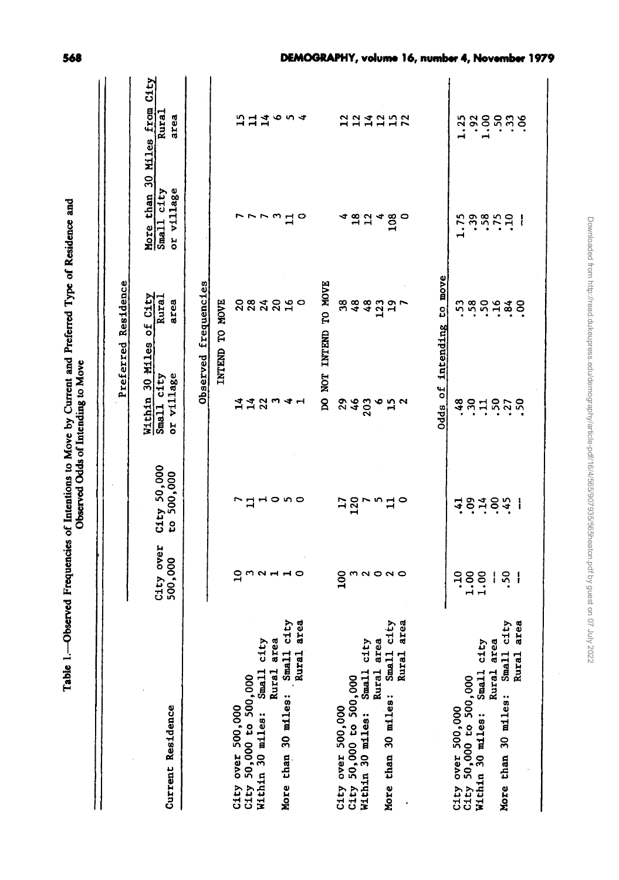Table 1.—Observed Frequencies of Intentions to Move by Current and Preferred Type of Residence and Observed Odds of Intending to Move

| Current Residence | Preferred Residence | | | | | |
|---|---|---|---|---|---|---|
| | City over 500,000 | City 50,000 to 500,000 | Within 30 Miles of City | | More than 30 Miles from City | |
| | | | Small city or village | Rural area | Small city or village | Rural area |
| **Observed frequencies** | | | | | | |
| **INTEND TO MOVE** | | | | | | |
| City over 500,000 | 10 | 7 | 14 | 20 | 7 | 15 |
| City 50,000 to 500,000 | 3 | 11 | 14 | 28 | 7 | 11 |
| Within 30 miles: Small city | 2 | 1 | 22 | 24 | 7 | 14 |
| Rural area | 1 | 0 | 3 | 20 | 3 | 6 |
| More than 30 miles: Small city | 1 | 5 | 4 | 16 | 11 | 5 |
| Rural area | 0 | 0 | 1 | 0 | 0 | 4 |
| **DO NOT INTEND TO MOVE** | | | | | | |
| City over 500,000 | 100 | 17 | 29 | 38 | 4 | 12 |
| City 50,000 to 500,000 | 3 | 120 | 46 | 48 | 18 | 12 |
| Within 30 miles: Small city | 2 | 7 | 203 | 48 | 12 | 14 |
| Rural area | 0 | 5 | 6 | 123 | 4 | 12 |
| More than 30 miles: Small city | 2 | 11 | 15 | 19 | 108 | 15 |
| Rural area | 0 | 0 | 2 | 7 | 0 | 72 |
| **Odds of intending to move** | | | | | | |
| City over 500,000 | .10 | .41 | .48 | .53 | 1.75 | 1.25 |
| City 50,000 to 500,000 | 1.00 | .09 | .30 | .58 | .39 | .92 |
| Within 30 miles: Small city | 1.00 | .14 | .11 | .50 | .58 | 1.00 |
| Rural area | -- | .00 | .50 | .16 | .75 | .50 |
| More than 30 miles: Small city | .50 | .45 | .27 | .84 | .10 | .33 |
| Rural area | -- | -- | .50 | .00 | -- | .06 |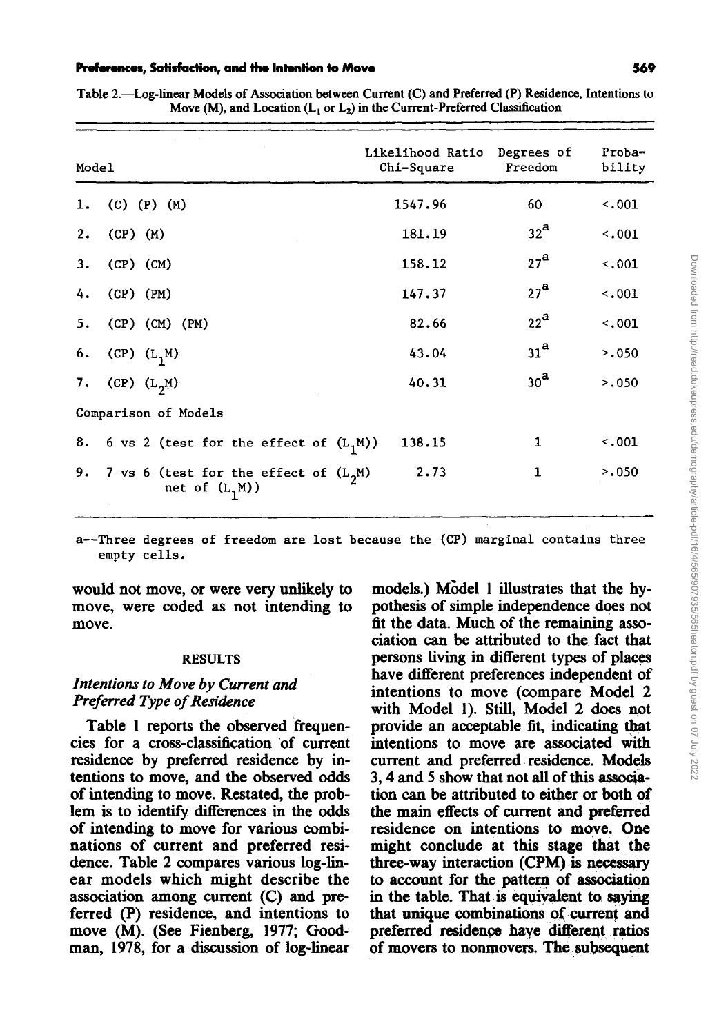Table 2.—Log-linear Models of Association between Current (C) and Preferred (P) Residence, Intentions to Move (M), and Location ($L_1$ or $L_2$) in the Current-Preferred Classification

| Model | Likelihood Ratio Chi-Square | Degrees of Freedom | Probability |
|---|---|---|---|
| 1. (C) (P) (M) | 1547.96 | 60 | <.001 |
| 2. (CP) (M) | 181.19 | 32[a] | <.001 |
| 3. (CP) (CM) | 158.12 | 27[a] | <.001 |
| 4. (CP) (PM) | 147.37 | 27[a] | <.001 |
| 5. (CP) (CM) (PM) | 82.66 | 22[a] | <.001 |
| 6. (CP) ($L_1$M) | 43.04 | 31[a] | >.050 |
| 7. (CP) ($L_2$M) | 40.31 | 30[a] | >.050 |
| Comparison of Models | | | |
| 8. 6 vs 2 (test for the effect of ($L_1$M)) | 138.15 | 1 | <.001 |
| 9. 7 vs 6 (test for the effect of ($L_2$M) net of ($L_1$M)) | 2.73 | 1 | >.050 |

a--Three degrees of freedom are lost because the (CP) marginal contains three empty cells.

would not move, or were very unlikely to move, were coded as not intending to move.

## RESULTS

### *Intentions to Move by Current and Preferred Type of Residence*

Table 1 reports the observed frequencies for a cross-classification of current residence by preferred residence by intentions to move, and the observed odds of intending to move. Restated, the problem is to identify differences in the odds of intending to move for various combinations of current and preferred residence. Table 2 compares various log-linear models which might describe the association among current (C) and preferred (P) residence, and intentions to move (M). (See Fienberg, 1977; Goodman, 1978, for a discussion of log-linear models.) Model 1 illustrates that the hypothesis of simple independence does not fit the data. Much of the remaining association can be attributed to the fact that persons living in different types of places have different preferences independent of intentions to move (compare Model 2 with Model 1). Still, Model 2 does not provide an acceptable fit, indicating that intentions to move are associated with current and preferred residence. Models 3, 4 and 5 show that not all of this association can be attributed to either or both of the main effects of current and preferred residence on intentions to move. One might conclude at this stage that the three-way interaction (CPM) is necessary to account for the pattern of association in the table. That is equivalent to saying that unique combinations of current and preferred residence have different ratios of movers to nonmovers. The subsequent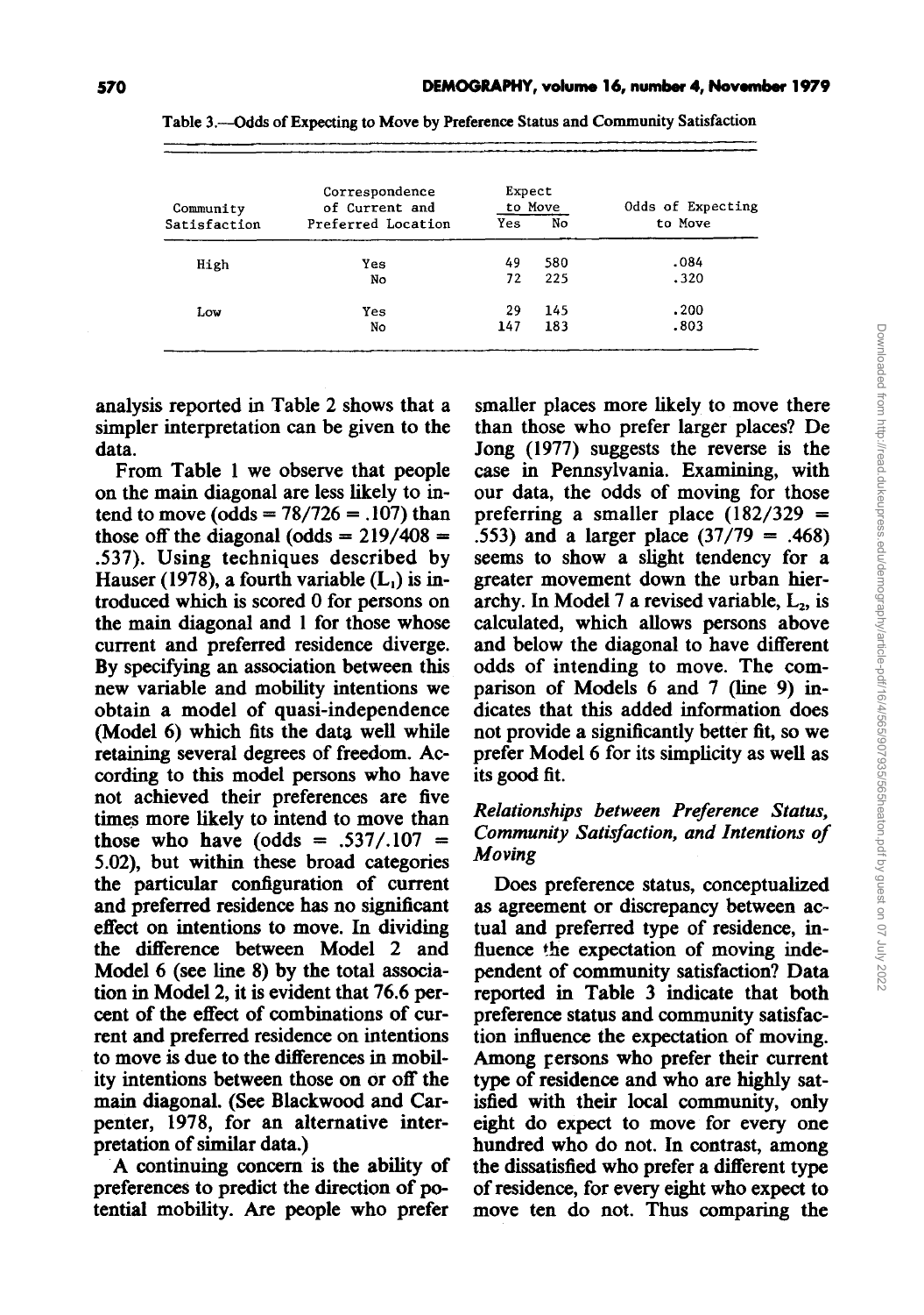Table 3.—Odds of Expecting to Move by Preference Status and Community Satisfaction

| Community Satisfaction | Correspondence of Current and Preferred Location | Expect to Move | | Odds of Expecting to Move |
|---|---|---|---|---|
| | | Yes | No | |
| High | Yes | 49 | 580 | .084 |
| | No | 72 | 225 | .320 |
| Low | Yes | 29 | 145 | .200 |
| | No | 147 | 183 | .803 |

analysis reported in Table 2 shows that a simpler interpretation can be given to the data.

From Table 1 we observe that people on the main diagonal are less likely to intend to move (odds = 78/726 = .107) than those off the diagonal (odds = 219/408 = .537). Using techniques described by Hauser (1978), a fourth variable ($L_1$) is introduced which is scored 0 for persons on the main diagonal and 1 for those whose current and preferred residence diverge. By specifying an association between this new variable and mobility intentions we obtain a model of quasi-independence (Model 6) which fits the data well while retaining several degrees of freedom. According to this model persons who have not achieved their preferences are five times more likely to intend to move than those who have (odds = .537/.107 = 5.02), but within these broad categories the particular configuration of current and preferred residence has no significant effect on intentions to move. In dividing the difference between Model 2 and Model 6 (see line 8) by the total association in Model 2, it is evident that 76.6 percent of the effect of combinations of current and preferred residence on intentions to move is due to the differences in mobility intentions between those on or off the main diagonal. (See Blackwood and Carpenter, 1978, for an alternative interpretation of similar data.)

A continuing concern is the ability of preferences to predict the direction of potential mobility. Are people who prefer smaller places more likely to move there than those who prefer larger places? De Jong (1977) suggests the reverse is the case in Pennsylvania. Examining, with our data, the odds of moving for those preferring a smaller place (182/329 = .553) and a larger place (37/79 = .468) seems to show a slight tendency for a greater movement down the urban hierarchy. In Model 7 a revised variable, $L_2$, is calculated, which allows persons above and below the diagonal to have different odds of intending to move. The comparison of Models 6 and 7 (line 9) indicates that this added information does not provide a significantly better fit, so we prefer Model 6 for its simplicity as well as its good fit.

### *Relationships between Preference Status, Community Satisfaction, and Intentions of Moving*

Does preference status, conceptualized as agreement or discrepancy between actual and preferred type of residence, influence the expectation of moving independent of community satisfaction? Data reported in Table 3 indicate that both preference status and community satisfaction influence the expectation of moving. Among persons who prefer their current type of residence and who are highly satisfied with their local community, only eight do expect to move for every one hundred who do not. In contrast, among the dissatisfied who prefer a different type of residence, for every eight who expect to move ten do not. Thus comparing the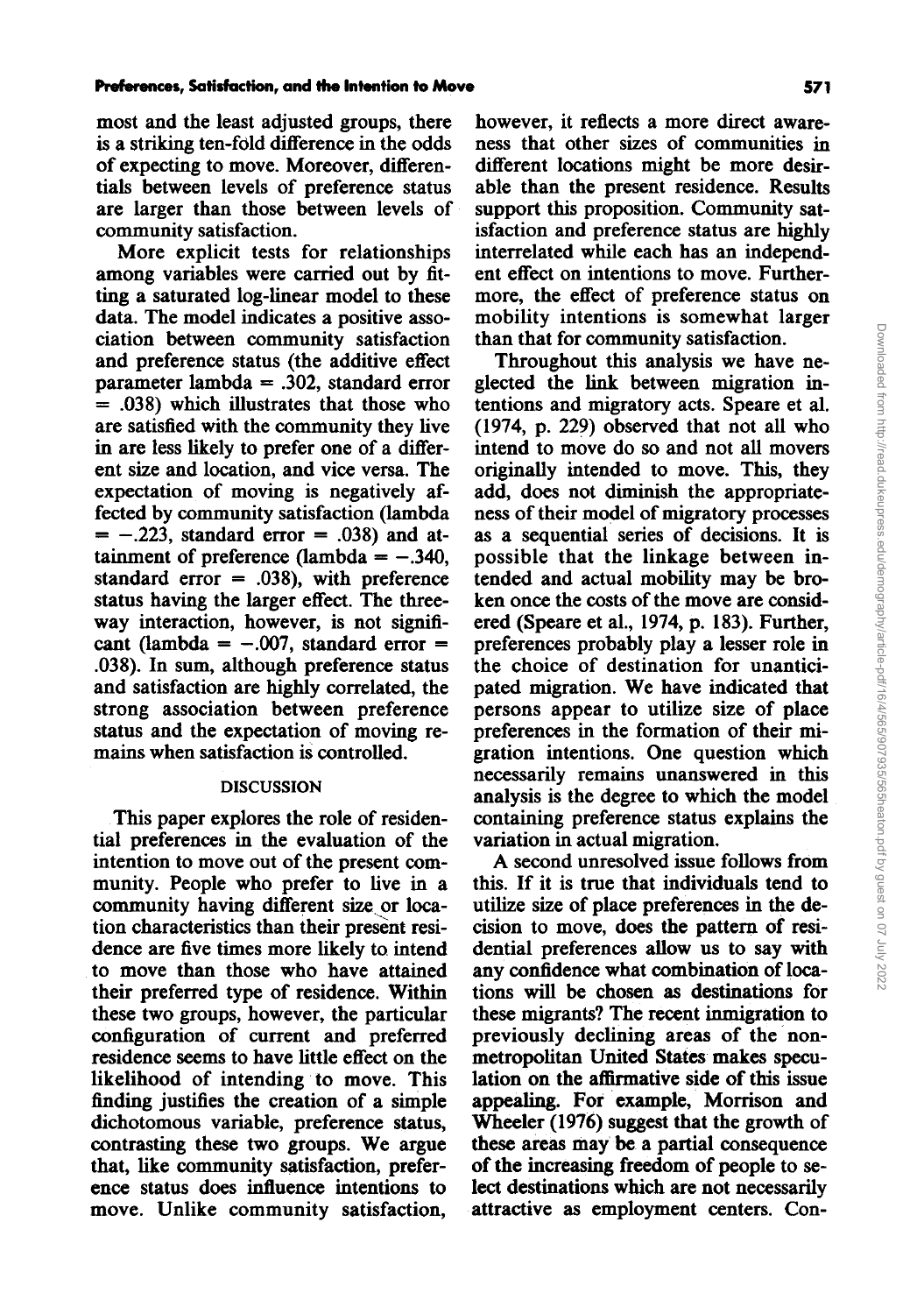most and the least adjusted groups, there is a striking ten-fold difference in the odds of expecting to move. Moreover, differentials between levels of preference status are larger than those between levels of community satisfaction.

More explicit tests for relationships among variables were carried out by fitting a saturated log-linear model to these data. The model indicates a positive association between community satisfaction and preference status (the additive effect parameter lambda = .302, standard error = .038) which illustrates that those who are satisfied with the community they live in are less likely to prefer one of a different size and location, and vice versa. The expectation of moving is negatively affected by community satisfaction (lambda = −.223, standard error = .038) and attainment of preference (lambda = −.340, standard error = .038), with preference status having the larger effect. The three-way interaction, however, is not significant (lambda = −.007, standard error = .038). In sum, although preference status and satisfaction are highly correlated, the strong association between preference status and the expectation of moving remains when satisfaction is controlled.

## DISCUSSION

This paper explores the role of residential preferences in the evaluation of the intention to move out of the present community. People who prefer to live in a community having different size or location characteristics than their present residence are five times more likely to intend to move than those who have attained their preferred type of residence. Within these two groups, however, the particular configuration of current and preferred residence seems to have little effect on the likelihood of intending to move. This finding justifies the creation of a simple dichotomous variable, preference status, contrasting these two groups. We argue that, like community satisfaction, preference status does influence intentions to move. Unlike community satisfaction, however, it reflects a more direct awareness that other sizes of communities in different locations might be more desirable than the present residence. Results support this proposition. Community satisfaction and preference status are highly interrelated while each has an independent effect on intentions to move. Furthermore, the effect of preference status on mobility intentions is somewhat larger than that for community satisfaction.

Throughout this analysis we have neglected the link between migration intentions and migratory acts. Speare et al. (1974, p. 229) observed that not all who intend to move do so and not all movers originally intended to move. This, they add, does not diminish the appropriateness of their model of migratory processes as a sequential series of decisions. It is possible that the linkage between intended and actual mobility may be broken once the costs of the move are considered (Speare et al., 1974, p. 183). Further, preferences probably play a lesser role in the choice of destination for unanticipated migration. We have indicated that persons appear to utilize size of place preferences in the formation of their migration intentions. One question which necessarily remains unanswered in this analysis is the degree to which the model containing preference status explains the variation in actual migration.

A second unresolved issue follows from this. If it is true that individuals tend to utilize size of place preferences in the decision to move, does the pattern of residential preferences allow us to say with any confidence what combination of locations will be chosen as destinations for these migrants? The recent inmigration to previously declining areas of the nonmetropolitan United States makes speculation on the affirmative side of this issue appealing. For example, Morrison and Wheeler (1976) suggest that the growth of these areas may be a partial consequence of the increasing freedom of people to select destinations which are not necessarily attractive as employment centers. Con-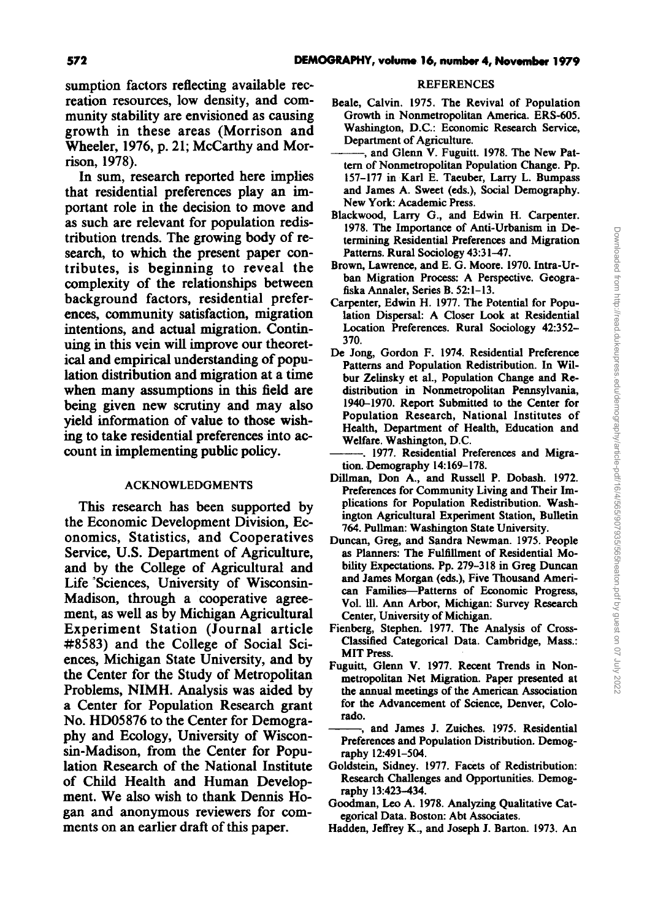sumption factors reflecting available recreation resources, low density, and community stability are envisioned as causing growth in these areas (Morrison and Wheeler, 1976, p. 21; McCarthy and Morrison, 1978).

In sum, research reported here implies that residential preferences play an important role in the decision to move and as such are relevant for population redistribution trends. The growing body of research, to which the present paper contributes, is beginning to reveal the complexity of the relationships between background factors, residential preferences, community satisfaction, migration intentions, and actual migration. Continuing in this vein will improve our theoretical and empirical understanding of population distribution and migration at a time when many assumptions in this field are being given new scrutiny and may also yield information of value to those wishing to take residential preferences into account in implementing public policy.

## ACKNOWLEDGMENTS

This research has been supported by the Economic Development Division, Economics, Statistics, and Cooperatives Service, U.S. Department of Agriculture, and by the College of Agricultural and Life Sciences, University of Wisconsin-Madison, through a cooperative agreement, as well as by Michigan Agricultural Experiment Station (Journal article #8583) and the College of Social Sciences, Michigan State University, and by the Center for the Study of Metropolitan Problems, NIMH. Analysis was aided by a Center for Population Research grant No. HD05876 to the Center for Demography and Ecology, University of Wisconsin-Madison, from the Center for Population Research of the National Institute of Child Health and Human Development. We also wish to thank Dennis Hogan and anonymous reviewers for comments on an earlier draft of this paper.

## REFERENCES

Beale, Calvin. 1975. The Revival of Population Growth in Nonmetropolitan America. ERS-605. Washington, D.C.: Economic Research Service, Department of Agriculture.

———, and Glenn V. Fuguitt. 1978. The New Pattern of Nonmetropolitan Population Change. Pp. 157–177 in Karl E. Taeuber, Larry L. Bumpass and James A. Sweet (eds.), Social Demography. New York: Academic Press.

Blackwood, Larry G., and Edwin H. Carpenter. 1978. The Importance of Anti-Urbanism in Determining Residential Preferences and Migration Patterns. Rural Sociology 43:31–47.

Brown, Lawrence, and E. G. Moore. 1970. Intra-Urban Migration Process: A Perspective. Geografiska Annaler, Series B. 52:1–13.

Carpenter, Edwin H. 1977. The Potential for Population Dispersal: A Closer Look at Residential Location Preferences. Rural Sociology 42:352–370.

De Jong, Gordon F. 1974. Residential Preference Patterns and Population Redistribution. In Wilbur Zelinsky et al., Population Change and Redistribution in Nonmetropolitan Pennsylvania, 1940–1970. Report Submitted to the Center for Population Research, National Institutes of Health, Department of Health, Education and Welfare. Washington, D.C.

———. 1977. Residential Preferences and Migration. Demography 14:169–178.

Dillman, Don A., and Russell P. Dobash. 1972. Preferences for Community Living and Their Implications for Population Redistribution. Washington Agricultural Experiment Station, Bulletin 764. Pullman: Washington State University.

Duncan, Greg, and Sandra Newman. 1975. People as Planners: The Fulfillment of Residential Mobility Expectations. Pp. 279–318 in Greg Duncan and James Morgan (eds.), Five Thousand American Families—Patterns of Economic Progress, Vol. III. Ann Arbor, Michigan: Survey Research Center, University of Michigan.

Fienberg, Stephen. 1977. The Analysis of Cross-Classified Categorical Data. Cambridge, Mass.: MIT Press.

Fuguitt, Glenn V. 1977. Recent Trends in Nonmetropolitan Net Migration. Paper presented at the annual meetings of the American Association for the Advancement of Science, Denver, Colorado.

———, and James J. Zuiches. 1975. Residential Preferences and Population Distribution. Demography 12:491–504.

Goldstein, Sidney. 1977. Facets of Redistribution: Research Challenges and Opportunities. Demography 13:423–434.

Goodman, Leo A. 1978. Analyzing Qualitative Categorical Data. Boston: Abt Associates.

Hadden, Jeffrey K., and Joseph J. Barton. 1973. An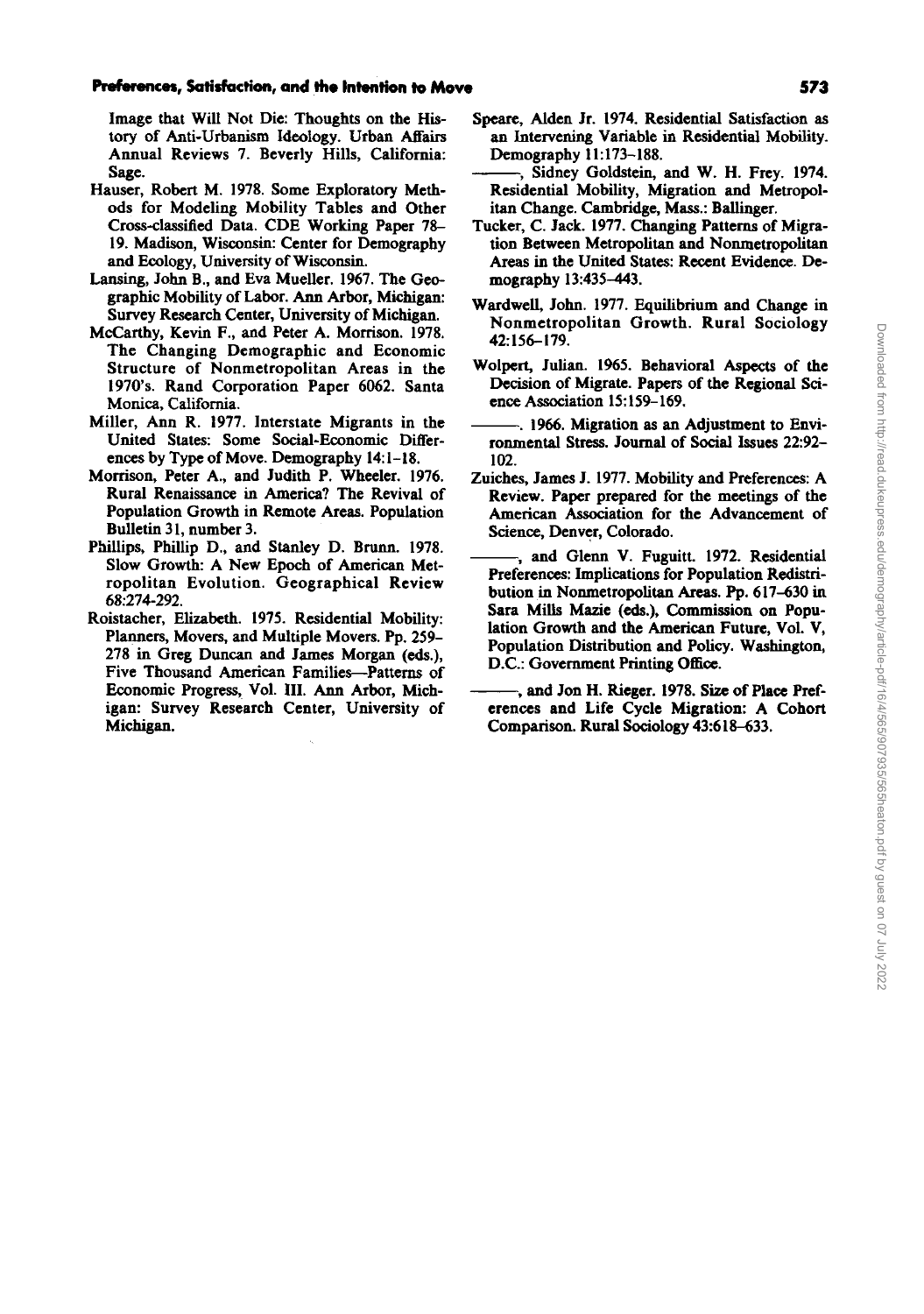Image that Will Not Die: Thoughts on the History of Anti-Urbanism Ideology. Urban Affairs Annual Reviews 7. Beverly Hills, California: Sage.

Hauser, Robert M. 1978. Some Exploratory Methods for Modeling Mobility Tables and Other Cross-classified Data. CDE Working Paper 78-19. Madison, Wisconsin: Center for Demography and Ecology, University of Wisconsin.

Lansing, John B., and Eva Mueller. 1967. The Geographic Mobility of Labor. Ann Arbor, Michigan: Survey Research Center, University of Michigan.

McCarthy, Kevin F., and Peter A. Morrison. 1978. The Changing Demographic and Economic Structure of Nonmetropolitan Areas in the 1970's. Rand Corporation Paper 6062. Santa Monica, California.

Miller, Ann R. 1977. Interstate Migrants in the United States: Some Social-Economic Differences by Type of Move. Demography 14:1–18.

Morrison, Peter A., and Judith P. Wheeler. 1976. Rural Renaissance in America? The Revival of Population Growth in Remote Areas. Population Bulletin 31, number 3.

Phillips, Phillip D., and Stanley D. Brunn. 1978. Slow Growth: A New Epoch of American Metropolitan Evolution. Geographical Review 68:274-292.

Roistacher, Elizabeth. 1975. Residential Mobility: Planners, Movers, and Multiple Movers. Pp. 259–278 in Greg Duncan and James Morgan (eds.), Five Thousand American Families—Patterns of Economic Progress, Vol. III. Ann Arbor, Michigan: Survey Research Center, University of Michigan.

Speare, Alden Jr. 1974. Residential Satisfaction as an Intervening Variable in Residential Mobility. Demography 11:173–188.

———, Sidney Goldstein, and W. H. Frey. 1974. Residential Mobility, Migration and Metropolitan Change. Cambridge, Mass.: Ballinger.

Tucker, C. Jack. 1977. Changing Patterns of Migration Between Metropolitan and Nonmetropolitan Areas in the United States: Recent Evidence. Demography 13:435–443.

Wardwell, John. 1977. Equilibrium and Change in Nonmetropolitan Growth. Rural Sociology 42:156–179.

Wolpert, Julian. 1965. Behavioral Aspects of the Decision of Migrate. Papers of the Regional Science Association 15:159–169.

———. 1966. Migration as an Adjustment to Environmental Stress. Journal of Social Issues 22:92–102.

Zuiches, James J. 1977. Mobility and Preferences: A Review. Paper prepared for the meetings of the American Association for the Advancement of Science, Denver, Colorado.

———, and Glenn V. Fuguitt. 1972. Residential Preferences: Implications for Population Redistribution in Nonmetropolitan Areas. Pp. 617–630 in Sara Mills Mazie (eds.), Commission on Population Growth and the American Future, Vol. V, Population Distribution and Policy. Washington, D.C.: Government Printing Office.

———, and Jon H. Rieger. 1978. Size of Place Preferences and Life Cycle Migration: A Cohort Comparison. Rural Sociology 43:618–633.